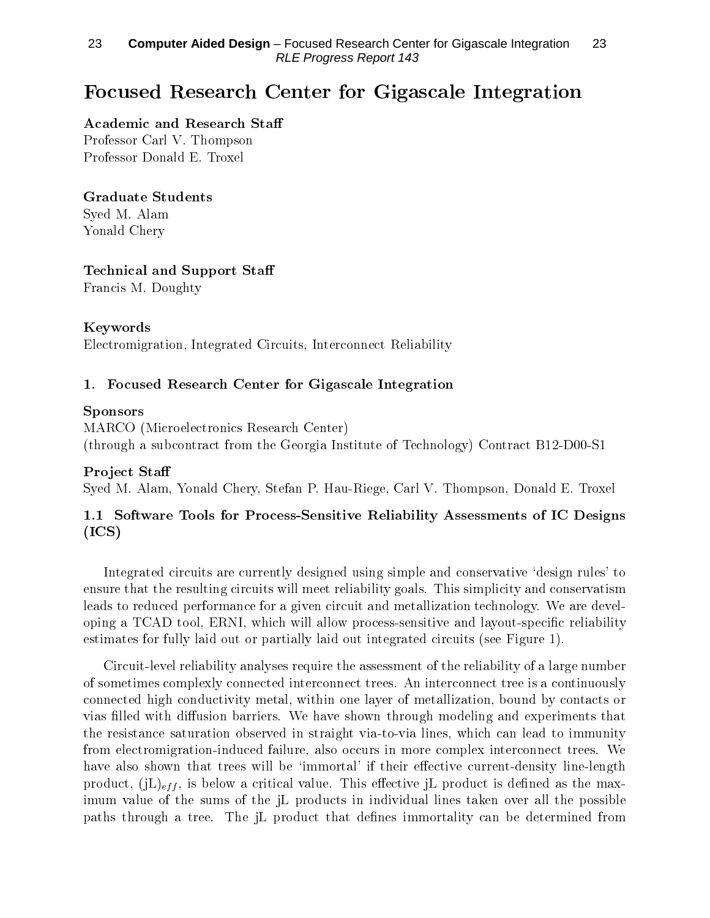# Focused Research Center for Gigascale Integration

**Academic and Research Staff**
Professor Carl V. Thompson
Professor Donald E. Troxel

**Graduate Students**
Syed M. Alam
Yonald Chery

**Technical and Support Staff**
Francis M. Doughty

**Keywords**
Electromigration, Integrated Circuits, Interconnect Reliability

## 1. Focused Research Center for Gigascale Integration

**Sponsors**
MARCO (Microelectronics Research Center)
(through a subcontract from the Georgia Institute of Technology) Contract B12-D00-S1

**Project Staff**
Syed M. Alam, Yonald Chery, Stefan P. Hau-Riege, Carl V. Thompson, Donald E. Troxel

### 1.1 Software Tools for Process-Sensitive Reliability Assessments of IC Designs (ICS)

Integrated circuits are currently designed using simple and conservative 'design rules' to ensure that the resulting circuits will meet reliability goals. This simplicity and conservatism leads to reduced performance for a given circuit and metallization technology. We are developing a TCAD tool, ERNI, which will allow process-sensitive and layout-specific reliability estimates for fully laid out or partially laid out integrated circuits (see Figure 1).

Circuit-level reliability analyses require the assessment of the reliability of a large number of sometimes complexly connected interconnect trees. An interconnect tree is a continuously connected high conductivity metal, within one layer of metallization, bound by contacts or vias filled with diffusion barriers. We have shown through modeling and experiments that the resistance saturation observed in straight via-to-via lines, which can lead to immunity from electromigration-induced failure, also occurs in more complex interconnect trees. We have also shown that trees will be 'immortal' if their effective current-density line-length product, $(jL)_{eff}$, is below a critical value. This effective jL product is defined as the maximum value of the sums of the jL products in individual lines taken over all the possible paths through a tree. The jL product that defines immortality can be determined from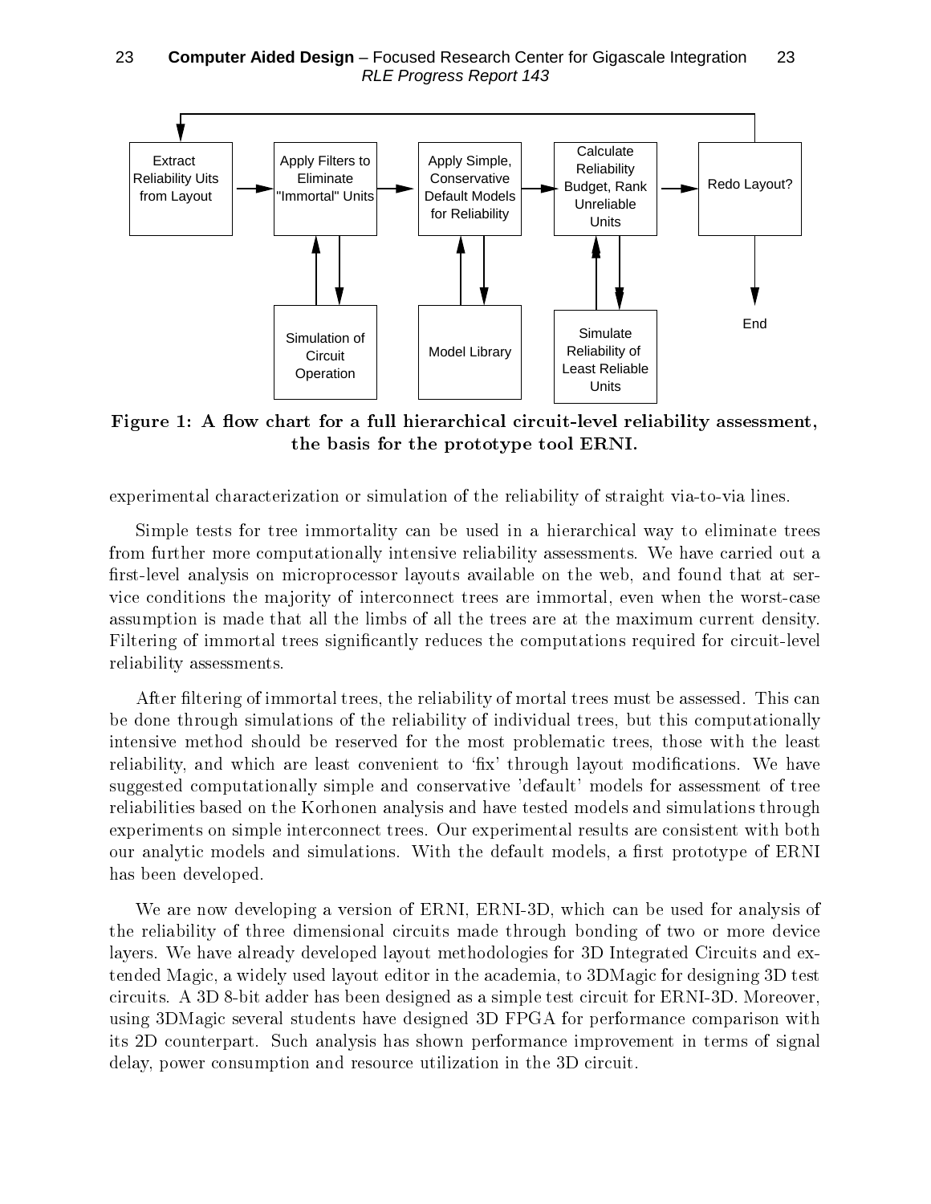Extract Reliability Uits from Layout

Apply Filters to Eliminate "Immortal" Units

Apply Simple, Conservative Default Models for Reliability

Calculate Reliability Budget, Rank Unreliable Units

Redo Layout?

Simulation of Circuit Operation

Model Library

Simulate Reliability of Least Reliable Units

End

**Figure 1: A flow chart for a full hierarchical circuit-level reliability assessment, the basis for the prototype tool ERNI.**

experimental characterization or simulation of the reliability of straight via-to-via lines.

Simple tests for tree immortality can be used in a hierarchical way to eliminate trees from further more computationally intensive reliability assessments. We have carried out a first-level analysis on microprocessor layouts available on the web, and found that at service conditions the majority of interconnect trees are immortal, even when the worst-case assumption is made that all the limbs of all the trees are at the maximum current density. Filtering of immortal trees significantly reduces the computations required for circuit-level reliability assessments.

After filtering of immortal trees, the reliability of mortal trees must be assessed. This can be done through simulations of the reliability of individual trees, but this computationally intensive method should be reserved for the most problematic trees, those with the least reliability, and which are least convenient to 'fix' through layout modifications. We have suggested computationally simple and conservative 'default' models for assessment of tree reliabilities based on the Korhonen analysis and have tested models and simulations through experiments on simple interconnect trees. Our experimental results are consistent with both our analytic models and simulations. With the default models, a first prototype of ERNI has been developed.

We are now developing a version of ERNI, ERNI-3D, which can be used for analysis of the reliability of three dimensional circuits made through bonding of two or more device layers. We have already developed layout methodologies for 3D Integrated Circuits and extended Magic, a widely used layout editor in the academia, to 3DMagic for designing 3D test circuits. A 3D 8-bit adder has been designed as a simple test circuit for ERNI-3D. Moreover, using 3DMagic several students have designed 3D FPGA for performance comparison with its 2D counterpart. Such analysis has shown performance improvement in terms of signal delay, power consumption and resource utilization in the 3D circuit.